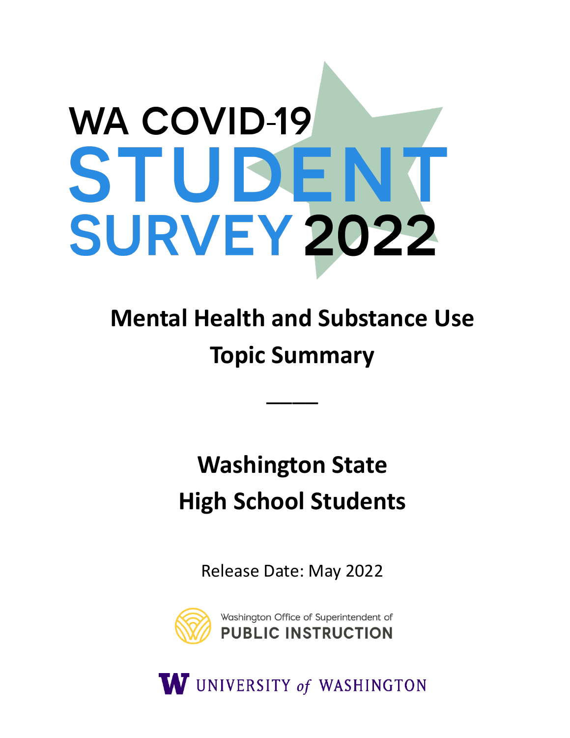# WA COVID-19 STUDENT SURVEY 2022

## Mental Health and Substance Use Topic Summary

---

## Washington State High School Students

Release Date: May 2022

Washington Office of Superintendent of PUBLIC INSTRUCTION

UNIVERSITY of WASHINGTON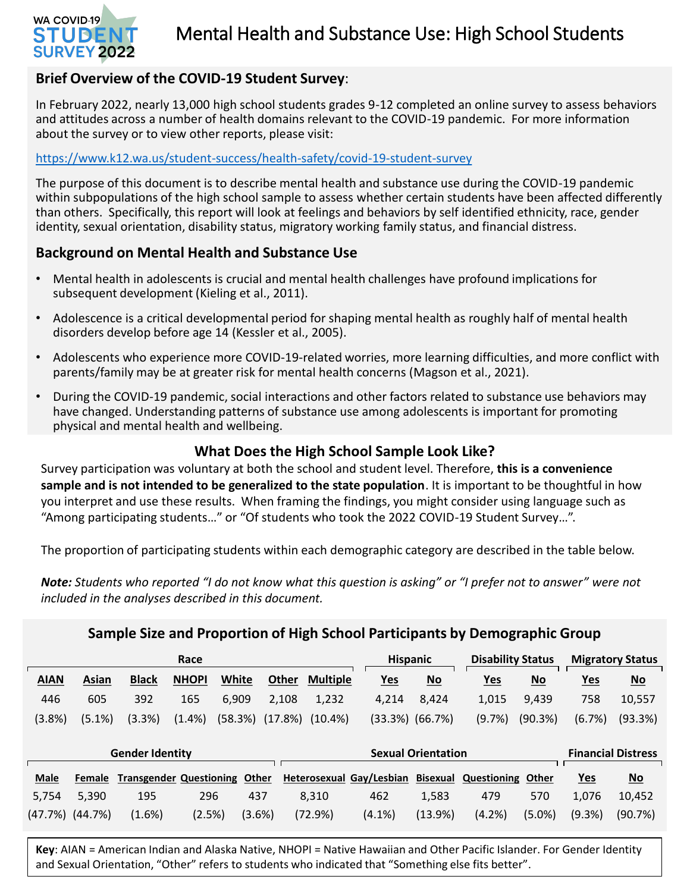WA COVID-19 STUDENT SURVEY 2022

# Mental Health and Substance Use: High School Students

## Brief Overview of the COVID-19 Student Survey:

In February 2022, nearly 13,000 high school students grades 9-12 completed an online survey to assess behaviors and attitudes across a number of health domains relevant to the COVID-19 pandemic. For more information about the survey or to view other reports, please visit:

https://www.k12.wa.us/student-success/health-safety/covid-19-student-survey

The purpose of this document is to describe mental health and substance use during the COVID-19 pandemic within subpopulations of the high school sample to assess whether certain students have been affected differently than others. Specifically, this report will look at feelings and behaviors by self identified ethnicity, race, gender identity, sexual orientation, disability status, migratory working family status, and financial distress.

## Background on Mental Health and Substance Use

- Mental health in adolescents is crucial and mental health challenges have profound implications for subsequent development (Kieling et al., 2011).
- Adolescence is a critical developmental period for shaping mental health as roughly half of mental health disorders develop before age 14 (Kessler et al., 2005).
- Adolescents who experience more COVID-19-related worries, more learning difficulties, and more conflict with parents/family may be at greater risk for mental health concerns (Magson et al., 2021).
- During the COVID-19 pandemic, social interactions and other factors related to substance use behaviors may have changed. Understanding patterns of substance use among adolescents is important for promoting physical and mental health and wellbeing.

## What Does the High School Sample Look Like?

Survey participation was voluntary at both the school and student level. Therefore, **this is a convenience sample and is not intended to be generalized to the state population**. It is important to be thoughtful in how you interpret and use these results. When framing the findings, you might consider using language such as "Among participating students…" or "Of students who took the 2022 COVID-19 Student Survey…".

The proportion of participating students within each demographic category are described in the table below.

***Note:*** *Students who reported "I do not know what this question is asking" or "I prefer not to answer" were not included in the analyses described in this document.*

### Sample Size and Proportion of High School Participants by Demographic Group

| Race | | | | | | | Hispanic | | Disability Status | | Migratory Status | |
|---|---|---|---|---|---|---|---|---|---|---|---|---|
| AIAN | Asian | Black | NHOPI | White | Other | Multiple | Yes | No | Yes | No | Yes | No |
| 446 | 605 | 392 | 165 | 6,909 | 2,108 | 1,232 | 4,214 | 8,424 | 1,015 | 9,439 | 758 | 10,557 |
| (3.8%) | (5.1%) | (3.3%) | (1.4%) | (58.3%) | (17.8%) | (10.4%) | (33.3%) | (66.7%) | (9.7%) | (90.3%) | (6.7%) | (93.3%) |

| Gender Identity | | | | | Sexual Orientation | | | | | Financial Distress | |
|---|---|---|---|---|---|---|---|---|---|---|---|
| Male | Female | Transgender | Questioning | Other | Heterosexual | Gay/Lesbian | Bisexual | Questioning | Other | Yes | No |
| 5,754 | 5,390 | 195 | 296 | 437 | 8,310 | 462 | 1,583 | 479 | 570 | 1,076 | 10,452 |
| (47.7%) | (44.7%) | (1.6%) | (2.5%) | (3.6%) | (72.9%) | (4.1%) | (13.9%) | (4.2%) | (5.0%) | (9.3%) | (90.7%) |

**Key**: AIAN = American Indian and Alaska Native, NHOPI = Native Hawaiian and Other Pacific Islander. For Gender Identity and Sexual Orientation, "Other" refers to students who indicated that "Something else fits better".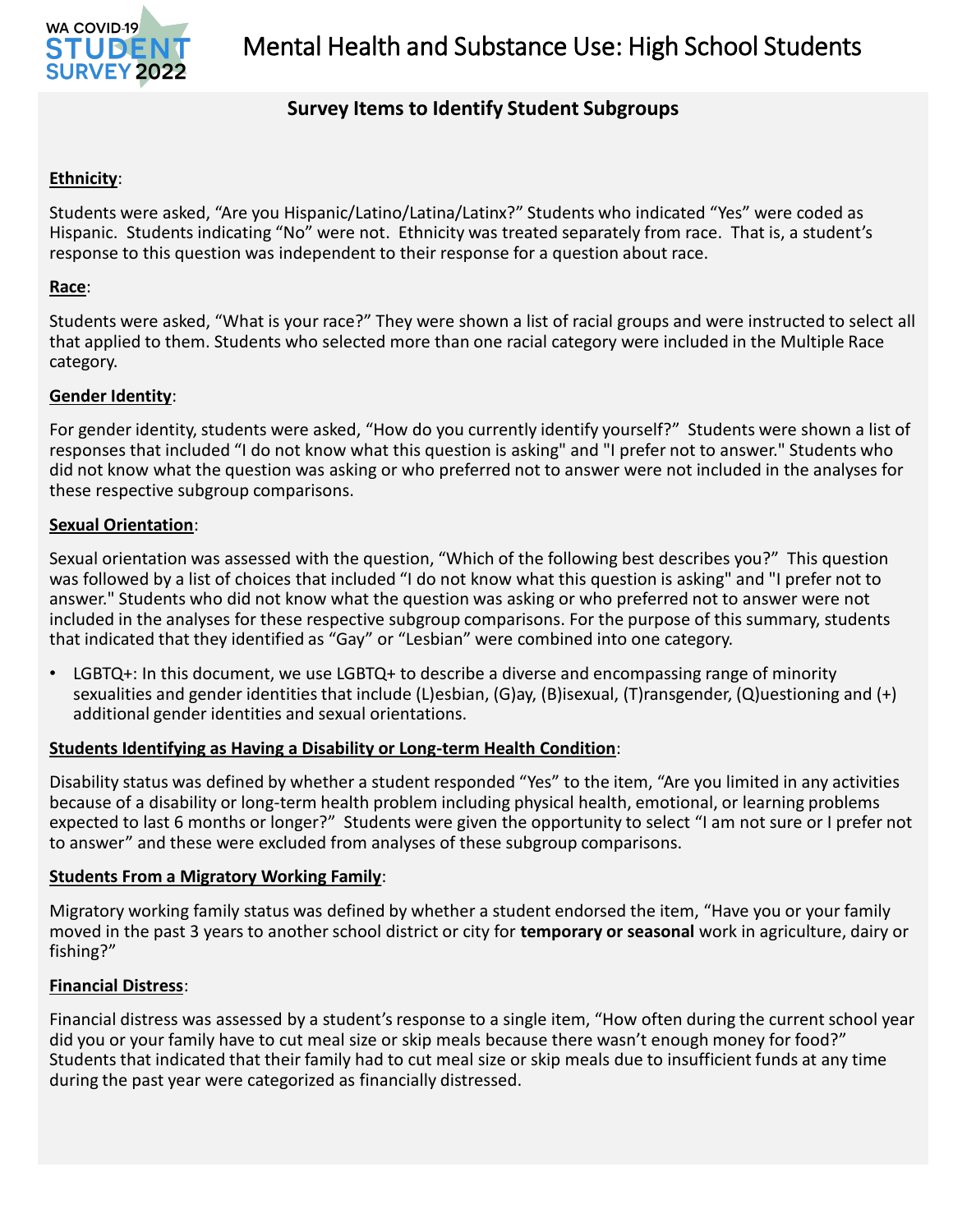# Mental Health and Substance Use: High School Students

## Survey Items to Identify Student Subgroups

**Ethnicity**:

Students were asked, “Are you Hispanic/Latino/Latina/Latinx?” Students who indicated “Yes” were coded as Hispanic. Students indicating “No” were not. Ethnicity was treated separately from race. That is, a student’s response to this question was independent to their response for a question about race.

**Race**:

Students were asked, “What is your race?” They were shown a list of racial groups and were instructed to select all that applied to them. Students who selected more than one racial category were included in the Multiple Race category.

**Gender Identity**:

For gender identity, students were asked, “How do you currently identify yourself?” Students were shown a list of responses that included “I do not know what this question is asking" and "I prefer not to answer." Students who did not know what the question was asking or who preferred not to answer were not included in the analyses for these respective subgroup comparisons.

**Sexual Orientation**:

Sexual orientation was assessed with the question, “Which of the following best describes you?” This question was followed by a list of choices that included “I do not know what this question is asking" and "I prefer not to answer." Students who did not know what the question was asking or who preferred not to answer were not included in the analyses for these respective subgroup comparisons. For the purpose of this summary, students that indicated that they identified as “Gay” or “Lesbian” were combined into one category.

- LGBTQ+: In this document, we use LGBTQ+ to describe a diverse and encompassing range of minority sexualities and gender identities that include (L)esbian, (G)ay, (B)isexual, (T)ransgender, (Q)uestioning and (+) additional gender identities and sexual orientations.

**Students Identifying as Having a Disability or Long-term Health Condition**:

Disability status was defined by whether a student responded “Yes” to the item, “Are you limited in any activities because of a disability or long-term health problem including physical health, emotional, or learning problems expected to last 6 months or longer?” Students were given the opportunity to select “I am not sure or I prefer not to answer” and these were excluded from analyses of these subgroup comparisons.

**Students From a Migratory Working Family**:

Migratory working family status was defined by whether a student endorsed the item, “Have you or your family moved in the past 3 years to another school district or city for **temporary or seasonal** work in agriculture, dairy or fishing?”

**Financial Distress**:

Financial distress was assessed by a student’s response to a single item, “How often during the current school year did you or your family have to cut meal size or skip meals because there wasn’t enough money for food?” Students that indicated that their family had to cut meal size or skip meals due to insufficient funds at any time during the past year were categorized as financially distressed.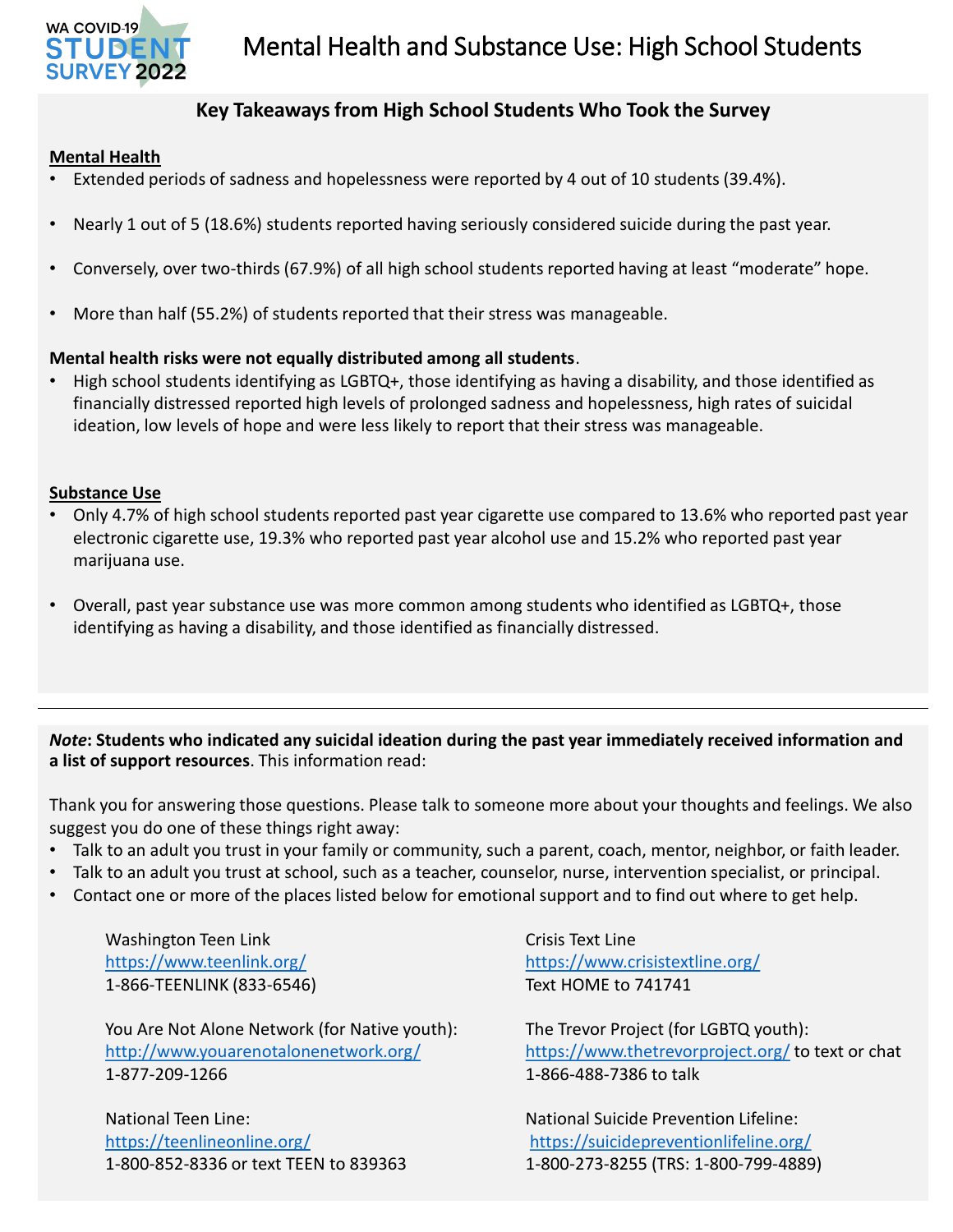WA COVID-19 STUDENT SURVEY 2022

# Mental Health and Substance Use: High School Students

## Key Takeaways from High School Students Who Took the Survey

**Mental Health**

- Extended periods of sadness and hopelessness were reported by 4 out of 10 students (39.4%).
- Nearly 1 out of 5 (18.6%) students reported having seriously considered suicide during the past year.
- Conversely, over two-thirds (67.9%) of all high school students reported having at least "moderate" hope.
- More than half (55.2%) of students reported that their stress was manageable.

**Mental health risks were not equally distributed among all students**.

- High school students identifying as LGBTQ+, those identifying as having a disability, and those identified as financially distressed reported high levels of prolonged sadness and hopelessness, high rates of suicidal ideation, low levels of hope and were less likely to report that their stress was manageable.

**Substance Use**

- Only 4.7% of high school students reported past year cigarette use compared to 13.6% who reported past year electronic cigarette use, 19.3% who reported past year alcohol use and 15.2% who reported past year marijuana use.
- Overall, past year substance use was more common among students who identified as LGBTQ+, those identifying as having a disability, and those identified as financially distressed.

---

***Note*: Students who indicated any suicidal ideation during the past year immediately received information and a list of support resources**. This information read:

Thank you for answering those questions. Please talk to someone more about your thoughts and feelings. We also suggest you do one of these things right away:

- Talk to an adult you trust in your family or community, such a parent, coach, mentor, neighbor, or faith leader.
- Talk to an adult you trust at school, such as a teacher, counselor, nurse, intervention specialist, or principal.
- Contact one or more of the places listed below for emotional support and to find out where to get help.

Washington Teen Link
https://www.teenlink.org/
1-866-TEENLINK (833-6546)

You Are Not Alone Network (for Native youth):
http://www.youarenotalonenetwork.org/
1-877-209-1266

National Teen Line:
https://teenlineonline.org/
1-800-852-8336 or text TEEN to 839363

Crisis Text Line
https://www.crisistextline.org/
Text HOME to 741741

The Trevor Project (for LGBTQ youth):
https://www.thetrevorproject.org/ to text or chat
1-866-488-7386 to talk

National Suicide Prevention Lifeline:
https://suicidepreventionlifeline.org/
1-800-273-8255 (TRS: 1-800-799-4889)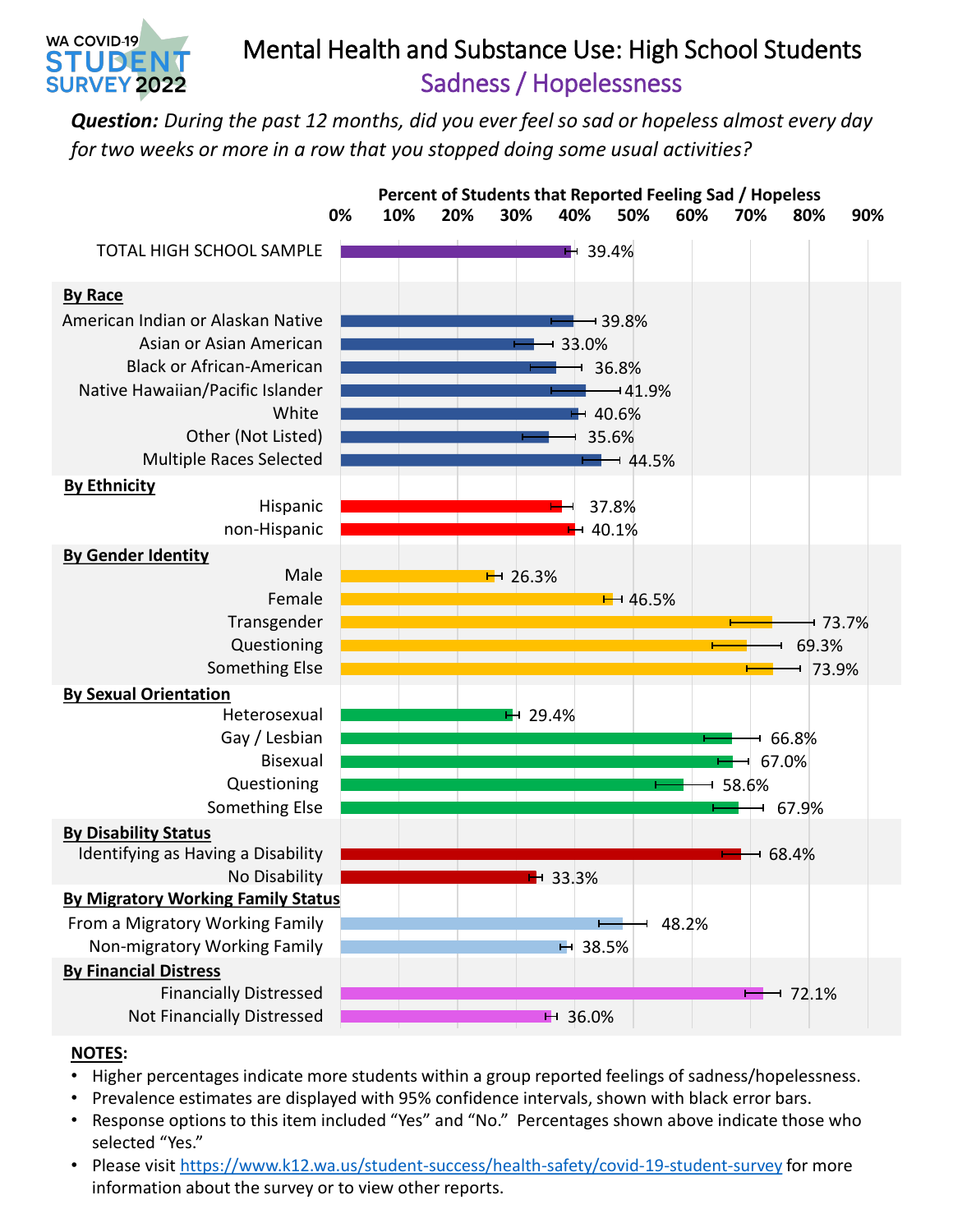WA COVID-19 STUDENT SURVEY 2022

# Mental Health and Substance Use: High School Students

## Sadness / Hopelessness

***Question:*** *During the past 12 months, did you ever feel so sad or hopeless almost every day for two weeks or more in a row that you stopped doing some usual activities?*

**Percent of Students that Reported Feeling Sad / Hopeless**

| Group | Percent |
|---|---|
| TOTAL HIGH SCHOOL SAMPLE | 39.4% |
| **By Race** | |
| American Indian or Alaskan Native | 39.8% |
| Asian or Asian American | 33.0% |
| Black or African-American | 36.8% |
| Native Hawaiian/Pacific Islander | 41.9% |
| White | 40.6% |
| Other (Not Listed) | 35.6% |
| Multiple Races Selected | 44.5% |
| **By Ethnicity** | |
| Hispanic | 37.8% |
| non-Hispanic | 40.1% |
| **By Gender Identity** | |
| Male | 26.3% |
| Female | 46.5% |
| Transgender | 73.7% |
| Questioning | 69.3% |
| Something Else | 73.9% |
| **By Sexual Orientation** | |
| Heterosexual | 29.4% |
| Gay / Lesbian | 66.8% |
| Bisexual | 67.0% |
| Questioning | 58.6% |
| Something Else | 67.9% |
| **By Disability Status** | |
| Identifying as Having a Disability | 68.4% |
| No Disability | 33.3% |
| **By Migratory Working Family Status** | |
| From a Migratory Working Family | 48.2% |
| Non-migratory Working Family | 38.5% |
| **By Financial Distress** | |
| Financially Distressed | 72.1% |
| Not Financially Distressed | 36.0% |

**NOTES:**

- Higher percentages indicate more students within a group reported feelings of sadness/hopelessness.
- Prevalence estimates are displayed with 95% confidence intervals, shown with black error bars.
- Response options to this item included "Yes" and "No." Percentages shown above indicate those who selected "Yes."
- Please visit https://www.k12.wa.us/student-success/health-safety/covid-19-student-survey for more information about the survey or to view other reports.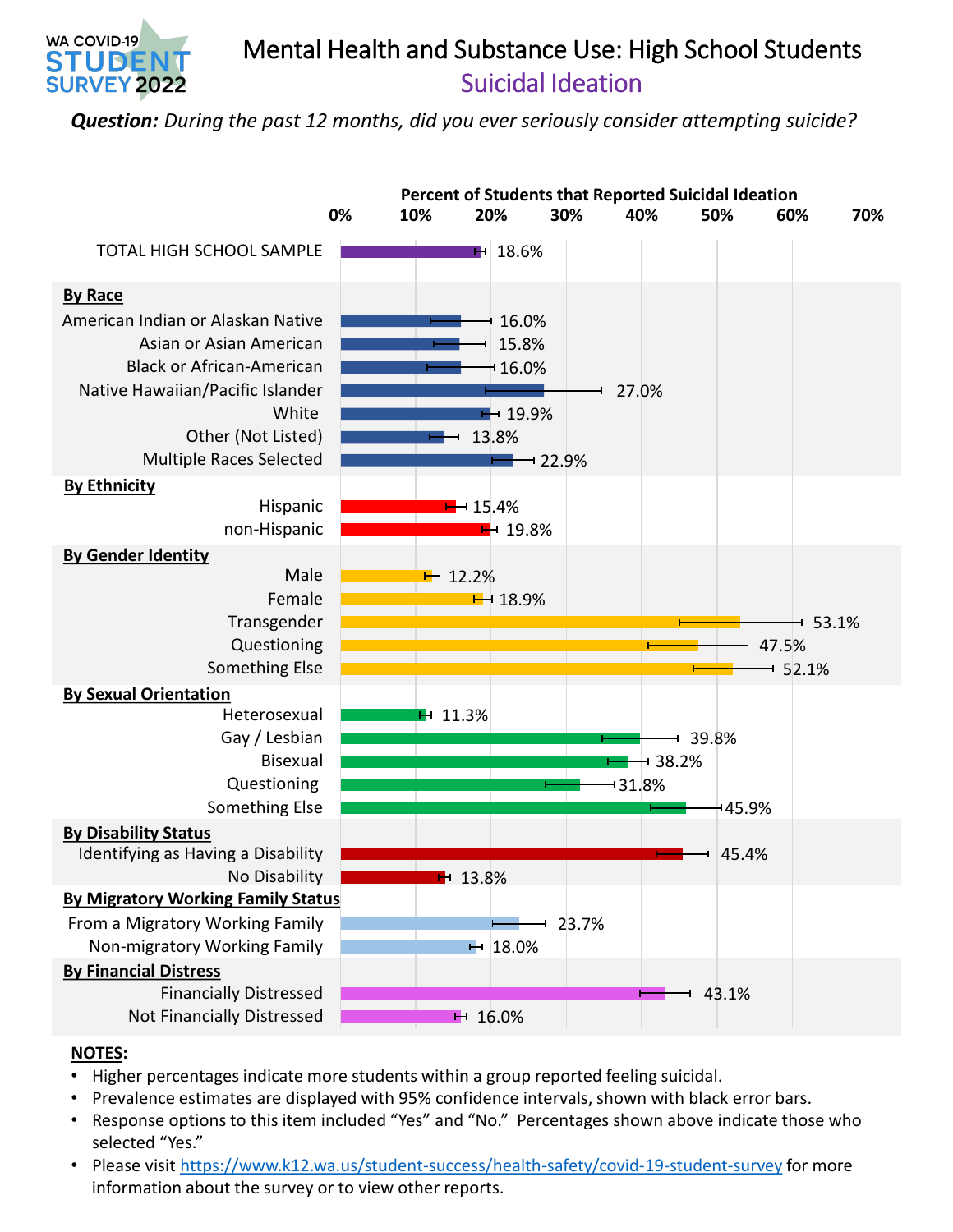# Mental Health and Substance Use: High School Students

## Suicidal Ideation

***Question:*** *During the past 12 months, did you ever seriously consider attempting suicide?*

**Percent of Students that Reported Suicidal Ideation**

| Group | Percent |
| --- | --- |
| TOTAL HIGH SCHOOL SAMPLE | 18.6% |
| **By Race** | |
| American Indian or Alaskan Native | 16.0% |
| Asian or Asian American | 15.8% |
| Black or African-American | 16.0% |
| Native Hawaiian/Pacific Islander | 27.0% |
| White | 19.9% |
| Other (Not Listed) | 13.8% |
| Multiple Races Selected | 22.9% |
| **By Ethnicity** | |
| Hispanic | 15.4% |
| non-Hispanic | 19.8% |
| **By Gender Identity** | |
| Male | 12.2% |
| Female | 18.9% |
| Transgender | 53.1% |
| Questioning | 47.5% |
| Something Else | 52.1% |
| **By Sexual Orientation** | |
| Heterosexual | 11.3% |
| Gay / Lesbian | 39.8% |
| Bisexual | 38.2% |
| Questioning | 31.8% |
| Something Else | 45.9% |
| **By Disability Status** | |
| Identifying as Having a Disability | 45.4% |
| No Disability | 13.8% |
| **By Migratory Working Family Status** | |
| From a Migratory Working Family | 23.7% |
| Non-migratory Working Family | 18.0% |
| **By Financial Distress** | |
| Financially Distressed | 43.1% |
| Not Financially Distressed | 16.0% |

**NOTES:**

- Higher percentages indicate more students within a group reported feeling suicidal.
- Prevalence estimates are displayed with 95% confidence intervals, shown with black error bars.
- Response options to this item included "Yes" and "No." Percentages shown above indicate those who selected "Yes."
- Please visit https://www.k12.wa.us/student-success/health-safety/covid-19-student-survey for more information about the survey or to view other reports.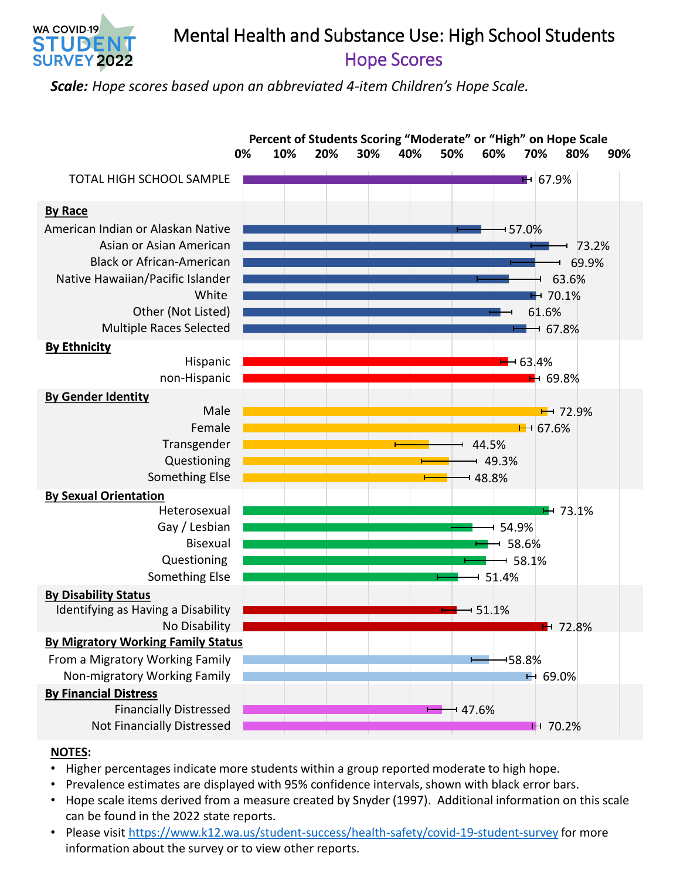# Mental Health and Substance Use: High School Students

## Hope Scores

***Scale:*** *Hope scores based upon an abbreviated 4-item Children's Hope Scale.*

**Percent of Students Scoring "Moderate" or "High" on Hope Scale**

| Group | Percent |
|---|---|
| TOTAL HIGH SCHOOL SAMPLE | 67.9% |
| **By Race** | |
| American Indian or Alaskan Native | 57.0% |
| Asian or Asian American | 73.2% |
| Black or African-American | 69.9% |
| Native Hawaiian/Pacific Islander | 63.6% |
| White | 70.1% |
| Other (Not Listed) | 61.6% |
| Multiple Races Selected | 67.8% |
| **By Ethnicity** | |
| Hispanic | 63.4% |
| non-Hispanic | 69.8% |
| **By Gender Identity** | |
| Male | 72.9% |
| Female | 67.6% |
| Transgender | 44.5% |
| Questioning | 49.3% |
| Something Else | 48.8% |
| **By Sexual Orientation** | |
| Heterosexual | 73.1% |
| Gay / Lesbian | 54.9% |
| Bisexual | 58.6% |
| Questioning | 58.1% |
| Something Else | 51.4% |
| **By Disability Status** | |
| Identifying as Having a Disability | 51.1% |
| No Disability | 72.8% |
| **By Migratory Working Family Status** | |
| From a Migratory Working Family | 58.8% |
| Non-migratory Working Family | 69.0% |
| **By Financial Distress** | |
| Financially Distressed | 47.6% |
| Not Financially Distressed | 70.2% |

**NOTES:**

- Higher percentages indicate more students within a group reported moderate to high hope.
- Prevalence estimates are displayed with 95% confidence intervals, shown with black error bars.
- Hope scale items derived from a measure created by Snyder (1997). Additional information on this scale can be found in the 2022 state reports.
- Please visit https://www.k12.wa.us/student-success/health-safety/covid-19-student-survey for more information about the survey or to view other reports.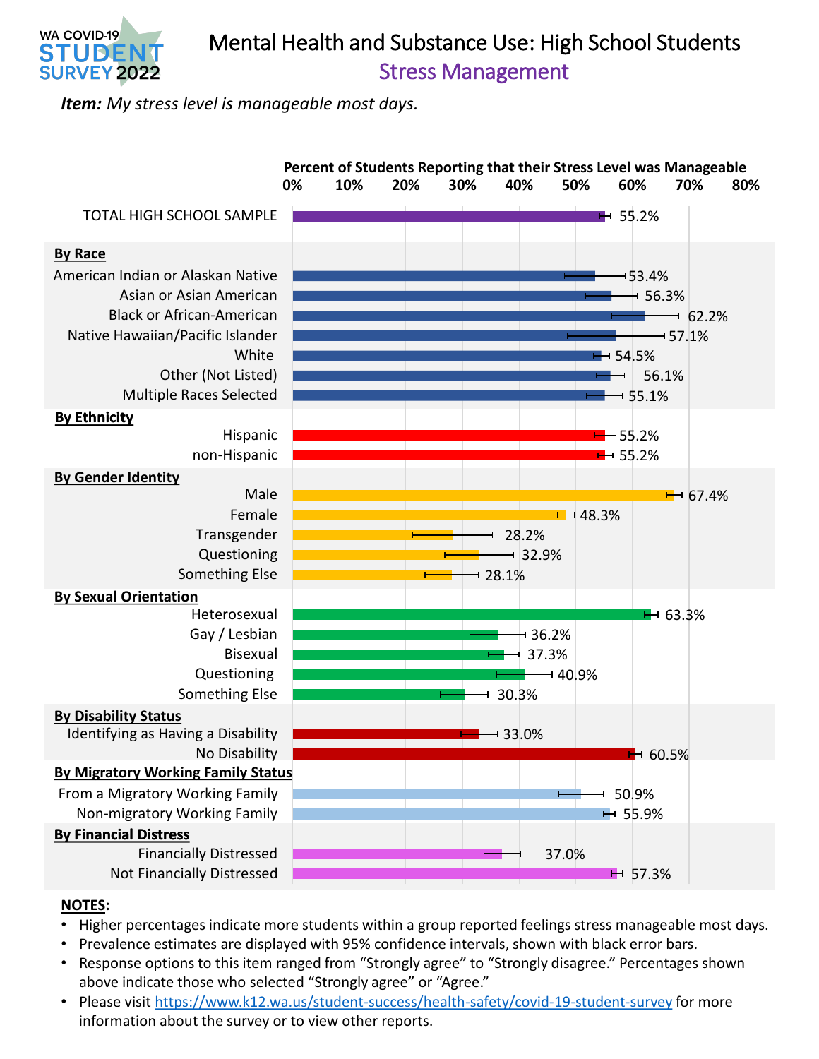# Mental Health and Substance Use: High School Students

## Stress Management

***Item:*** *My stress level is manageable most days.*

**Percent of Students Reporting that their Stress Level was Manageable**

| Group | Percent |
|---|---|
| TOTAL HIGH SCHOOL SAMPLE | 55.2% |
| **By Race** | |
| American Indian or Alaskan Native | 53.4% |
| Asian or Asian American | 56.3% |
| Black or African-American | 62.2% |
| Native Hawaiian/Pacific Islander | 57.1% |
| White | 54.5% |
| Other (Not Listed) | 56.1% |
| Multiple Races Selected | 55.1% |
| **By Ethnicity** | |
| Hispanic | 55.2% |
| non-Hispanic | 55.2% |
| **By Gender Identity** | |
| Male | 67.4% |
| Female | 48.3% |
| Transgender | 28.2% |
| Questioning | 32.9% |
| Something Else | 28.1% |
| **By Sexual Orientation** | |
| Heterosexual | 63.3% |
| Gay / Lesbian | 36.2% |
| Bisexual | 37.3% |
| Questioning | 40.9% |
| Something Else | 30.3% |
| **By Disability Status** | |
| Identifying as Having a Disability | 33.0% |
| No Disability | 60.5% |
| **By Migratory Working Family Status** | |
| From a Migratory Working Family | 50.9% |
| Non-migratory Working Family | 55.9% |
| **By Financial Distress** | |
| Financially Distressed | 37.0% |
| Not Financially Distressed | 57.3% |

**NOTES:**

- Higher percentages indicate more students within a group reported feelings stress manageable most days.
- Prevalence estimates are displayed with 95% confidence intervals, shown with black error bars.
- Response options to this item ranged from "Strongly agree" to "Strongly disagree." Percentages shown above indicate those who selected "Strongly agree" or "Agree."
- Please visit https://www.k12.wa.us/student-success/health-safety/covid-19-student-survey for more information about the survey or to view other reports.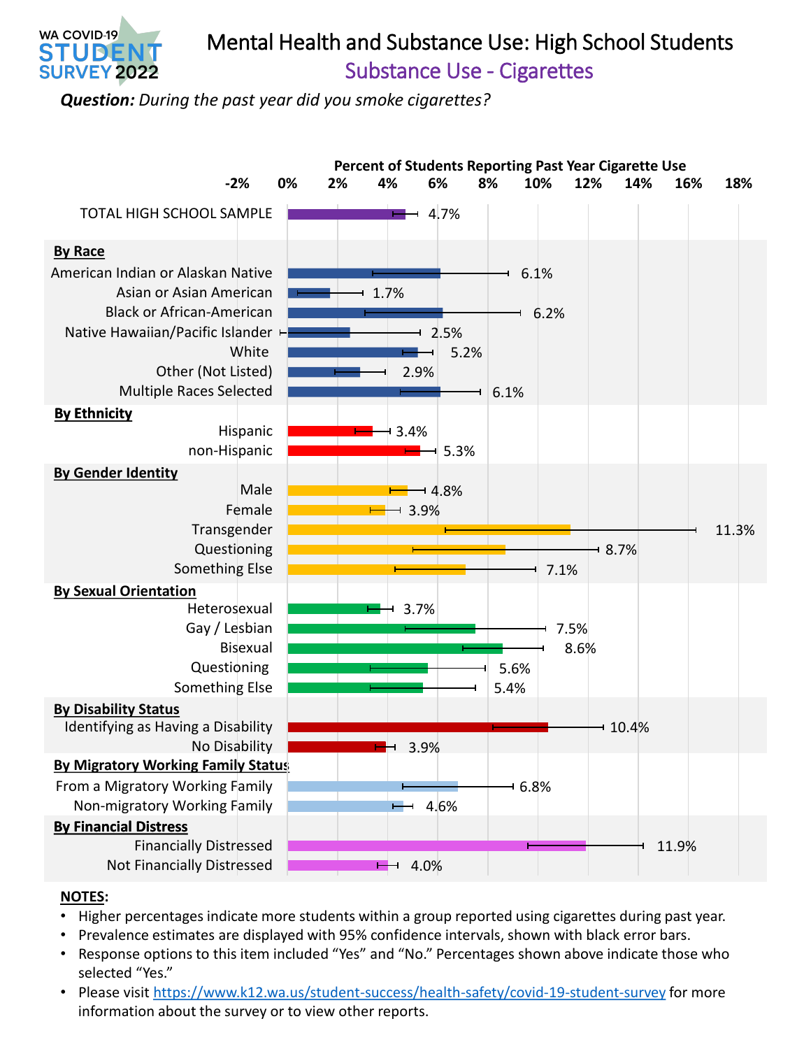WA COVID-19 STUDENT SURVEY 2022

# Mental Health and Substance Use: High School Students

## Substance Use - Cigarettes

***Question:*** *During the past year did you smoke cigarettes?*

**Percent of Students Reporting Past Year Cigarette Use**

| Group | Percent |
|---|---|
| TOTAL HIGH SCHOOL SAMPLE | 4.7% |
| **By Race** | |
| American Indian or Alaskan Native | 6.1% |
| Asian or Asian American | 1.7% |
| Black or African-American | 6.2% |
| Native Hawaiian/Pacific Islander | 2.5% |
| White | 5.2% |
| Other (Not Listed) | 2.9% |
| Multiple Races Selected | 6.1% |
| **By Ethnicity** | |
| Hispanic | 3.4% |
| non-Hispanic | 5.3% |
| **By Gender Identity** | |
| Male | 4.8% |
| Female | 3.9% |
| Transgender | 11.3% |
| Questioning | 8.7% |
| Something Else | 7.1% |
| **By Sexual Orientation** | |
| Heterosexual | 3.7% |
| Gay / Lesbian | 7.5% |
| Bisexual | 8.6% |
| Questioning | 5.6% |
| Something Else | 5.4% |
| **By Disability Status** | |
| Identifying as Having a Disability | 10.4% |
| No Disability | 3.9% |
| **By Migratory Working Family Status** | |
| From a Migratory Working Family | 6.8% |
| Non-migratory Working Family | 4.6% |
| **By Financial Distress** | |
| Financially Distressed | 11.9% |
| Not Financially Distressed | 4.0% |

**NOTES:**

- Higher percentages indicate more students within a group reported using cigarettes during past year.
- Prevalence estimates are displayed with 95% confidence intervals, shown with black error bars.
- Response options to this item included "Yes" and "No." Percentages shown above indicate those who selected "Yes."
- Please visit https://www.k12.wa.us/student-success/health-safety/covid-19-student-survey for more information about the survey or to view other reports.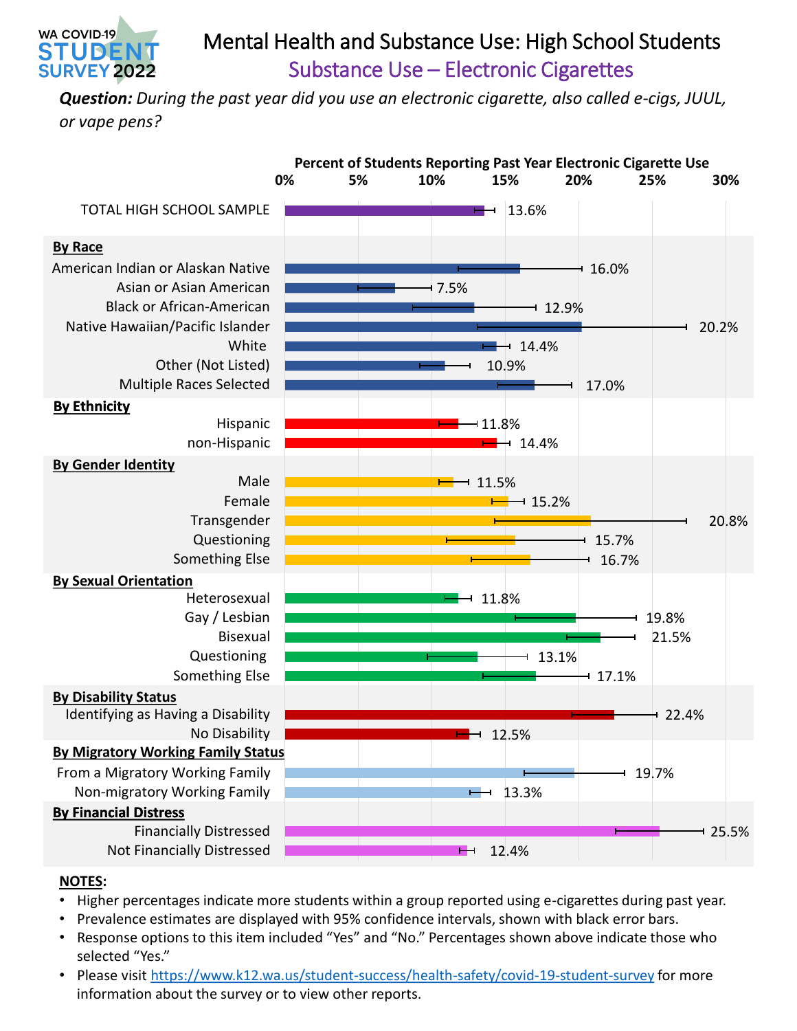WA COVID-19 STUDENT SURVEY 2022

# Mental Health and Substance Use: High School Students

## Substance Use – Electronic Cigarettes

***Question:*** *During the past year did you use an electronic cigarette, also called e-cigs, JUUL, or vape pens?*

**Percent of Students Reporting Past Year Electronic Cigarette Use**

| Group | Percent |
|---|---|
| TOTAL HIGH SCHOOL SAMPLE | 13.6% |
| **By Race** | |
| American Indian or Alaskan Native | 16.0% |
| Asian or Asian American | 7.5% |
| Black or African-American | 12.9% |
| Native Hawaiian/Pacific Islander | 20.2% |
| White | 14.4% |
| Other (Not Listed) | 10.9% |
| Multiple Races Selected | 17.0% |
| **By Ethnicity** | |
| Hispanic | 11.8% |
| non-Hispanic | 14.4% |
| **By Gender Identity** | |
| Male | 11.5% |
| Female | 15.2% |
| Transgender | 20.8% |
| Questioning | 15.7% |
| Something Else | 16.7% |
| **By Sexual Orientation** | |
| Heterosexual | 11.8% |
| Gay / Lesbian | 19.8% |
| Bisexual | 21.5% |
| Questioning | 13.1% |
| Something Else | 17.1% |
| **By Disability Status** | |
| Identifying as Having a Disability | 22.4% |
| No Disability | 12.5% |
| **By Migratory Working Family Status** | |
| From a Migratory Working Family | 19.7% |
| Non-migratory Working Family | 13.3% |
| **By Financial Distress** | |
| Financially Distressed | 25.5% |
| Not Financially Distressed | 12.4% |

**NOTES:**

- Higher percentages indicate more students within a group reported using e-cigarettes during past year.
- Prevalence estimates are displayed with 95% confidence intervals, shown with black error bars.
- Response options to this item included "Yes" and "No." Percentages shown above indicate those who selected "Yes."
- Please visit https://www.k12.wa.us/student-success/health-safety/covid-19-student-survey for more information about the survey or to view other reports.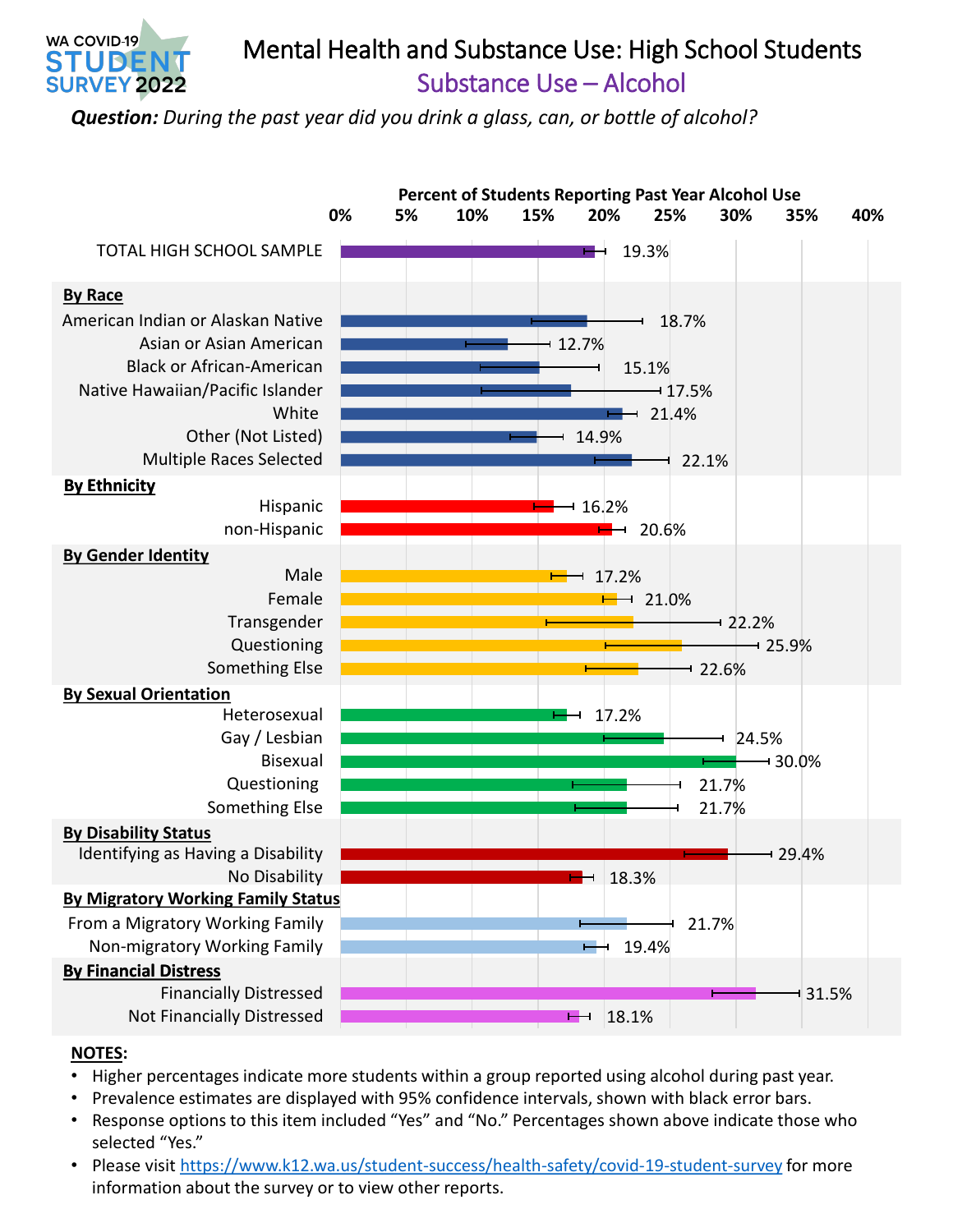WA COVID-19 STUDENT SURVEY 2022

# Mental Health and Substance Use: High School Students

## Substance Use – Alcohol

***Question:*** *During the past year did you drink a glass, can, or bottle of alcohol?*

**Percent of Students Reporting Past Year Alcohol Use**

| Group | Percent |
|---|---|
| TOTAL HIGH SCHOOL SAMPLE | 19.3% |
| **By Race** | |
| American Indian or Alaskan Native | 18.7% |
| Asian or Asian American | 12.7% |
| Black or African-American | 15.1% |
| Native Hawaiian/Pacific Islander | 17.5% |
| White | 21.4% |
| Other (Not Listed) | 14.9% |
| Multiple Races Selected | 22.1% |
| **By Ethnicity** | |
| Hispanic | 16.2% |
| non-Hispanic | 20.6% |
| **By Gender Identity** | |
| Male | 17.2% |
| Female | 21.0% |
| Transgender | 22.2% |
| Questioning | 25.9% |
| Something Else | 22.6% |
| **By Sexual Orientation** | |
| Heterosexual | 17.2% |
| Gay / Lesbian | 24.5% |
| Bisexual | 30.0% |
| Questioning | 21.7% |
| Something Else | 21.7% |
| **By Disability Status** | |
| Identifying as Having a Disability | 29.4% |
| No Disability | 18.3% |
| **By Migratory Working Family Status** | |
| From a Migratory Working Family | 21.7% |
| Non-migratory Working Family | 19.4% |
| **By Financial Distress** | |
| Financially Distressed | 31.5% |
| Not Financially Distressed | 18.1% |

**NOTES**:

- Higher percentages indicate more students within a group reported using alcohol during past year.
- Prevalence estimates are displayed with 95% confidence intervals, shown with black error bars.
- Response options to this item included "Yes" and "No." Percentages shown above indicate those who selected "Yes."
- Please visit https://www.k12.wa.us/student-success/health-safety/covid-19-student-survey for more information about the survey or to view other reports.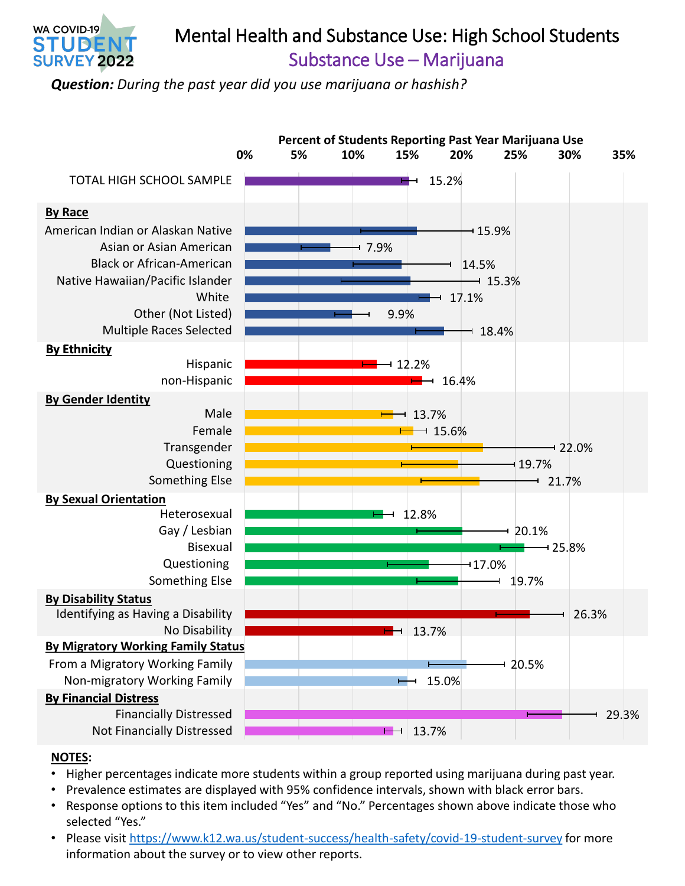WA COVID-19 STUDENT SURVEY 2022

# Mental Health and Substance Use: High School Students

## Substance Use – Marijuana

***Question:*** *During the past year did you use marijuana or hashish?*

**Percent of Students Reporting Past Year Marijuana Use**

| Group | Percent |
| --- | --- |
| TOTAL HIGH SCHOOL SAMPLE | 15.2% |
| **By Race** | |
| American Indian or Alaskan Native | 15.9% |
| Asian or Asian American | 7.9% |
| Black or African-American | 14.5% |
| Native Hawaiian/Pacific Islander | 15.3% |
| White | 17.1% |
| Other (Not Listed) | 9.9% |
| Multiple Races Selected | 18.4% |
| **By Ethnicity** | |
| Hispanic | 12.2% |
| non-Hispanic | 16.4% |
| **By Gender Identity** | |
| Male | 13.7% |
| Female | 15.6% |
| Transgender | 22.0% |
| Questioning | 19.7% |
| Something Else | 21.7% |
| **By Sexual Orientation** | |
| Heterosexual | 12.8% |
| Gay / Lesbian | 20.1% |
| Bisexual | 25.8% |
| Questioning | 17.0% |
| Something Else | 19.7% |
| **By Disability Status** | |
| Identifying as Having a Disability | 26.3% |
| No Disability | 13.7% |
| **By Migratory Working Family Status** | |
| From a Migratory Working Family | 20.5% |
| Non-migratory Working Family | 15.0% |
| **By Financial Distress** | |
| Financially Distressed | 29.3% |
| Not Financially Distressed | 13.7% |

**NOTES:**

- Higher percentages indicate more students within a group reported using marijuana during past year.
- Prevalence estimates are displayed with 95% confidence intervals, shown with black error bars.
- Response options to this item included "Yes" and "No." Percentages shown above indicate those who selected "Yes."
- Please visit https://www.k12.wa.us/student-success/health-safety/covid-19-student-survey for more information about the survey or to view other reports.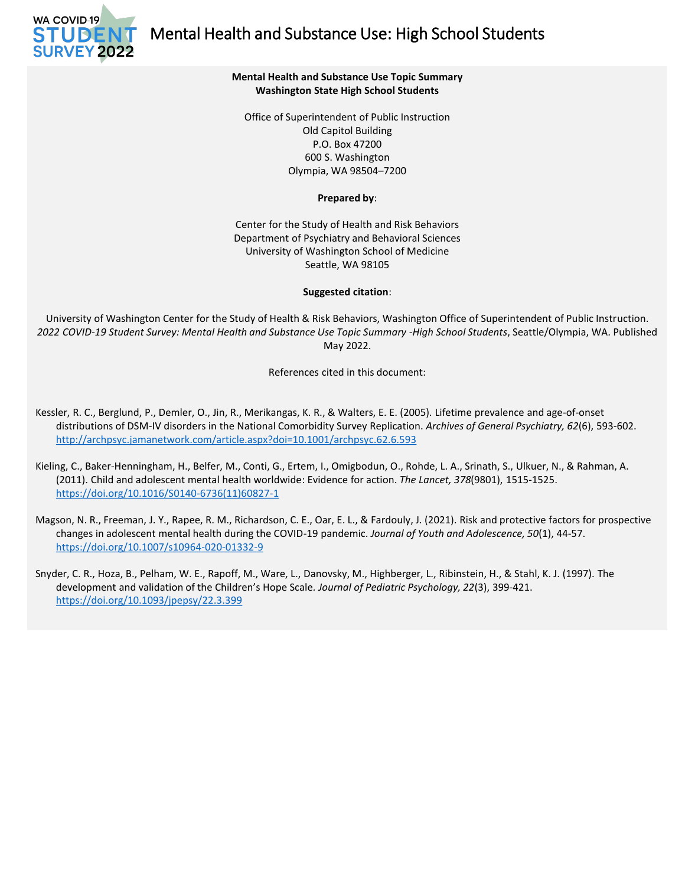**Mental Health and Substance Use Topic Summary**
**Washington State High School Students**

Office of Superintendent of Public Instruction
Old Capitol Building
P.O. Box 47200
600 S. Washington
Olympia, WA 98504–7200

**Prepared by**:

Center for the Study of Health and Risk Behaviors
Department of Psychiatry and Behavioral Sciences
University of Washington School of Medicine
Seattle, WA 98105

**Suggested citation**:

University of Washington Center for the Study of Health & Risk Behaviors, Washington Office of Superintendent of Public Instruction. *2022 COVID-19 Student Survey: Mental Health and Substance Use Topic Summary -High School Students*, Seattle/Olympia, WA. Published May 2022.

References cited in this document:

Kessler, R. C., Berglund, P., Demler, O., Jin, R., Merikangas, K. R., & Walters, E. E. (2005). Lifetime prevalence and age-of-onset distributions of DSM-IV disorders in the National Comorbidity Survey Replication. *Archives of General Psychiatry, 62*(6), 593-602. http://archpsyc.jamanetwork.com/article.aspx?doi=10.1001/archpsyc.62.6.593

Kieling, C., Baker-Henningham, H., Belfer, M., Conti, G., Ertem, I., Omigbodun, O., Rohde, L. A., Srinath, S., Ulkuer, N., & Rahman, A. (2011). Child and adolescent mental health worldwide: Evidence for action. *The Lancet, 378*(9801), 1515-1525. https://doi.org/10.1016/S0140-6736(11)60827-1

Magson, N. R., Freeman, J. Y., Rapee, R. M., Richardson, C. E., Oar, E. L., & Fardouly, J. (2021). Risk and protective factors for prospective changes in adolescent mental health during the COVID-19 pandemic. *Journal of Youth and Adolescence, 50*(1), 44-57. https://doi.org/10.1007/s10964-020-01332-9

Snyder, C. R., Hoza, B., Pelham, W. E., Rapoff, M., Ware, L., Danovsky, M., Highberger, L., Ribinstein, H., & Stahl, K. J. (1997). The development and validation of the Children's Hope Scale. *Journal of Pediatric Psychology, 22*(3), 399-421. https://doi.org/10.1093/jpepsy/22.3.399